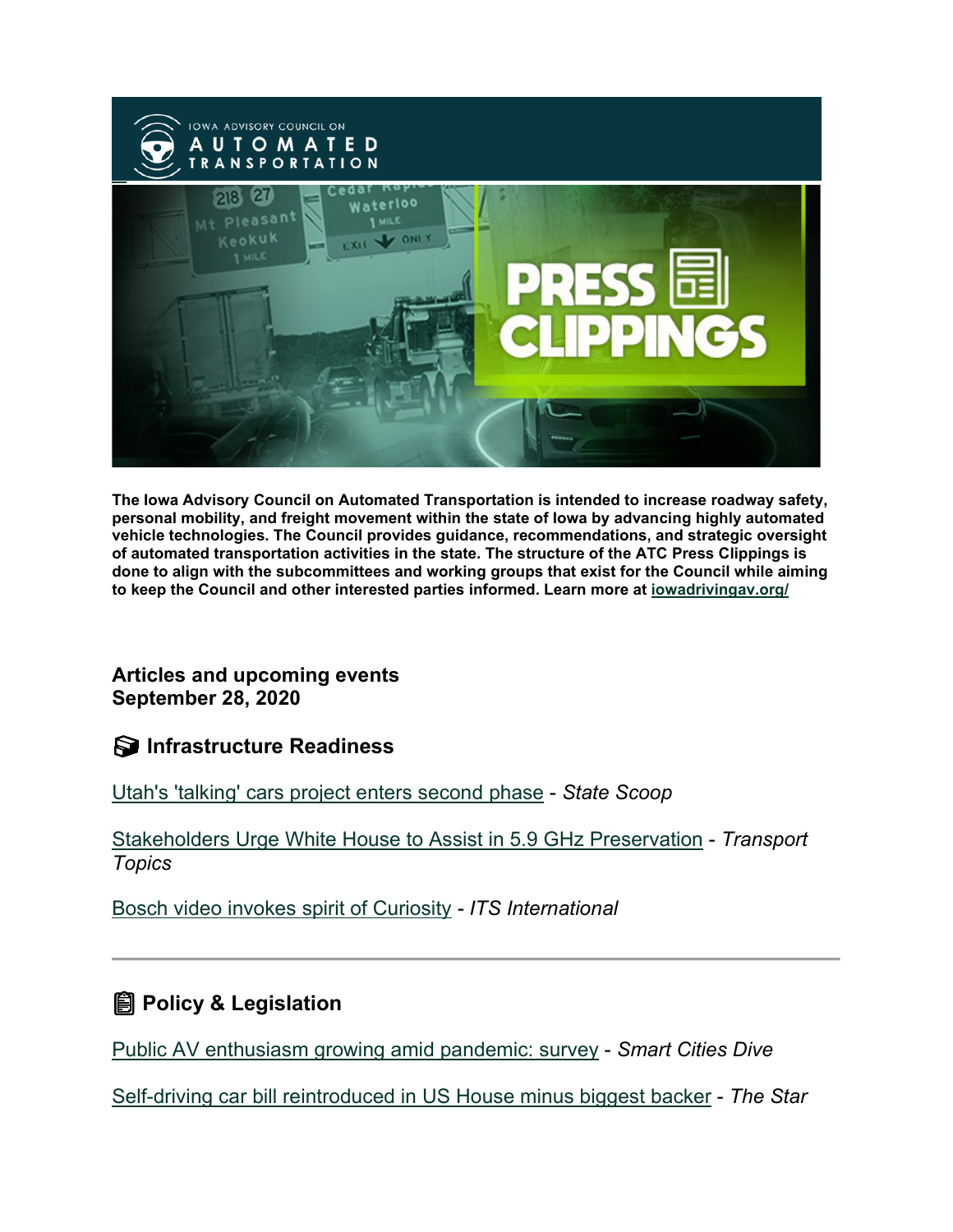The Iowa Advisory Council on Automated Transportation is intended to increase roadway safety, personal mobility, and freight movement within the state of Iowa by advancing highly automated vehicle technologies. The Council provides guidance, recommendations, and strategic oversight of automated transportation activities in the state. The structure of the ATC Press Clippings is done to align with the subcommittees and working groups that exist for the Council while aiming to keep the Council and other interested parties informed. Learn more at iowadrivingav.org/

**Articles and upcoming events**
**September 28, 2020**

## Infrastructure Readiness

Utah's 'talking' cars project enters second phase - *State Scoop*

Stakeholders Urge White House to Assist in 5.9 GHz Preservation - *Transport Topics*

Bosch video invokes spirit of Curiosity - *ITS International*

---

## Policy & Legislation

Public AV enthusiasm growing amid pandemic: survey - *Smart Cities Dive*

Self-driving car bill reintroduced in US House minus biggest backer - *The Star*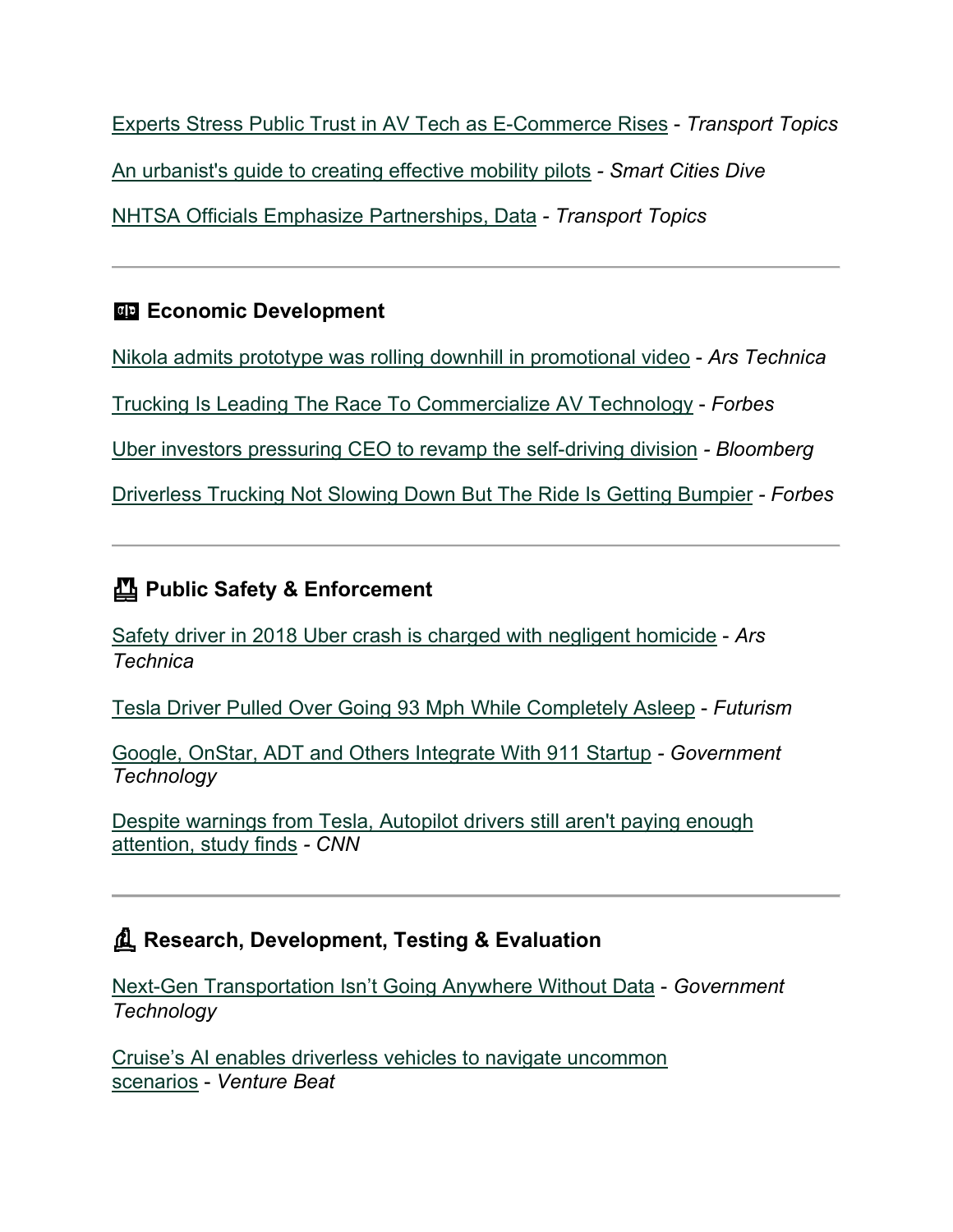Experts Stress Public Trust in AV Tech as E-Commerce Rises - *Transport Topics*

An urbanist's guide to creating effective mobility pilots - *Smart Cities Dive*

NHTSA Officials Emphasize Partnerships, Data - *Transport Topics*

---

### Economic Development

Nikola admits prototype was rolling downhill in promotional video - *Ars Technica*

Trucking Is Leading The Race To Commercialize AV Technology - *Forbes*

Uber investors pressuring CEO to revamp the self-driving division - *Bloomberg*

Driverless Trucking Not Slowing Down But The Ride Is Getting Bumpier - *Forbes*

---

### Public Safety & Enforcement

Safety driver in 2018 Uber crash is charged with negligent homicide - *Ars Technica*

Tesla Driver Pulled Over Going 93 Mph While Completely Asleep - *Futurism*

Google, OnStar, ADT and Others Integrate With 911 Startup - *Government Technology*

Despite warnings from Tesla, Autopilot drivers still aren't paying enough attention, study finds - *CNN*

---

### Research, Development, Testing & Evaluation

Next-Gen Transportation Isn't Going Anywhere Without Data - *Government Technology*

Cruise's AI enables driverless vehicles to navigate uncommon scenarios - *Venture Beat*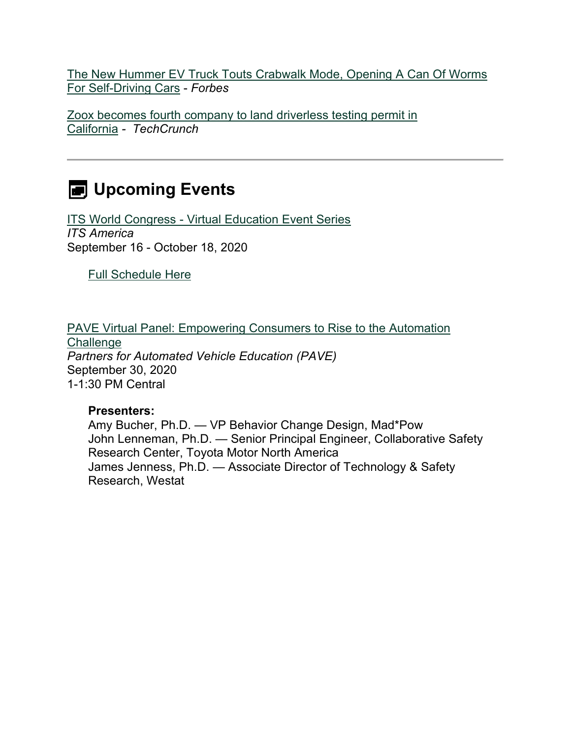[The New Hummer EV Truck Touts Crabwalk Mode, Opening A Can Of Worms For Self-Driving Cars] - *Forbes*

[Zoox becomes fourth company to land driverless testing permit in California] - *TechCrunch*

---

## Upcoming Events

[ITS World Congress - Virtual Education Event Series]
*ITS America*
September 16 - October 18, 2020

[Full Schedule Here]

[PAVE Virtual Panel: Empowering Consumers to Rise to the Automation Challenge]
*Partners for Automated Vehicle Education (PAVE)*
September 30, 2020
1-1:30 PM Central

**Presenters:**
Amy Bucher, Ph.D. — VP Behavior Change Design, Mad*Pow
John Lenneman, Ph.D. — Senior Principal Engineer, Collaborative Safety Research Center, Toyota Motor North America
James Jenness, Ph.D. — Associate Director of Technology & Safety Research, Westat